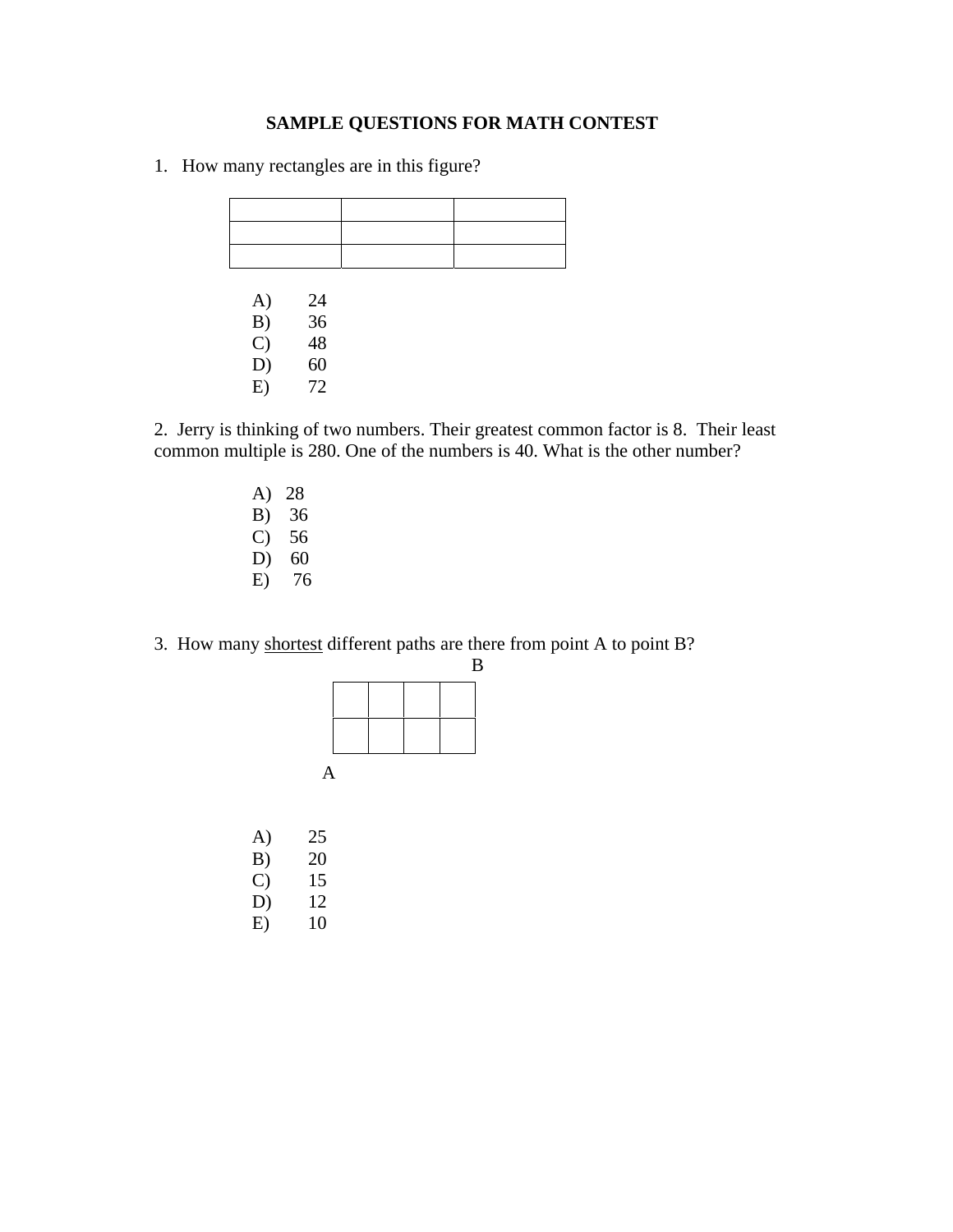**SAMPLE QUESTIONS FOR MATH CONTEST**

1. How many rectangles are in this figure?

| | | |
|---|---|---|
| | | |
| | | |

A) 24
B) 36
C) 48
D) 60
E) 72

2. Jerry is thinking of two numbers. Their greatest common factor is 8. Their least common multiple is 280. One of the numbers is 40. What is the other number?

A) 28
B) 36
C) 56
D) 60
E) 76

3. How many <u>shortest</u> different paths are there from point A to point B?

B

| | | | |
|---|---|---|---|
| | | | |

A

A) 25
B) 20
C) 15
D) 12
E) 10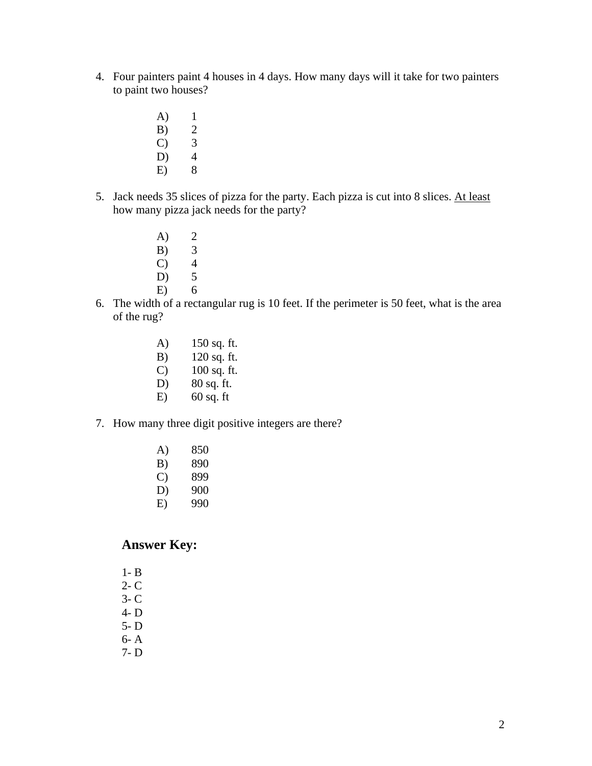4. Four painters paint 4 houses in 4 days. How many days will it take for two painters to paint two houses?

   A) 1
   B) 2
   C) 3
   D) 4
   E) 8

5. Jack needs 35 slices of pizza for the party. Each pizza is cut into 8 slices. <u>At least</u> how many pizza jack needs for the party?

   A) 2
   B) 3
   C) 4
   D) 5
   E) 6

6. The width of a rectangular rug is 10 feet. If the perimeter is 50 feet, what is the area of the rug?

   A) 150 sq. ft.
   B) 120 sq. ft.
   C) 100 sq. ft.
   D) 80 sq. ft.
   E) 60 sq. ft

7. How many three digit positive integers are there?

   A) 850
   B) 890
   C) 899
   D) 900
   E) 990

## Answer Key:

1- B
2- C
3- C
4- D
5- D
6- A
7- D